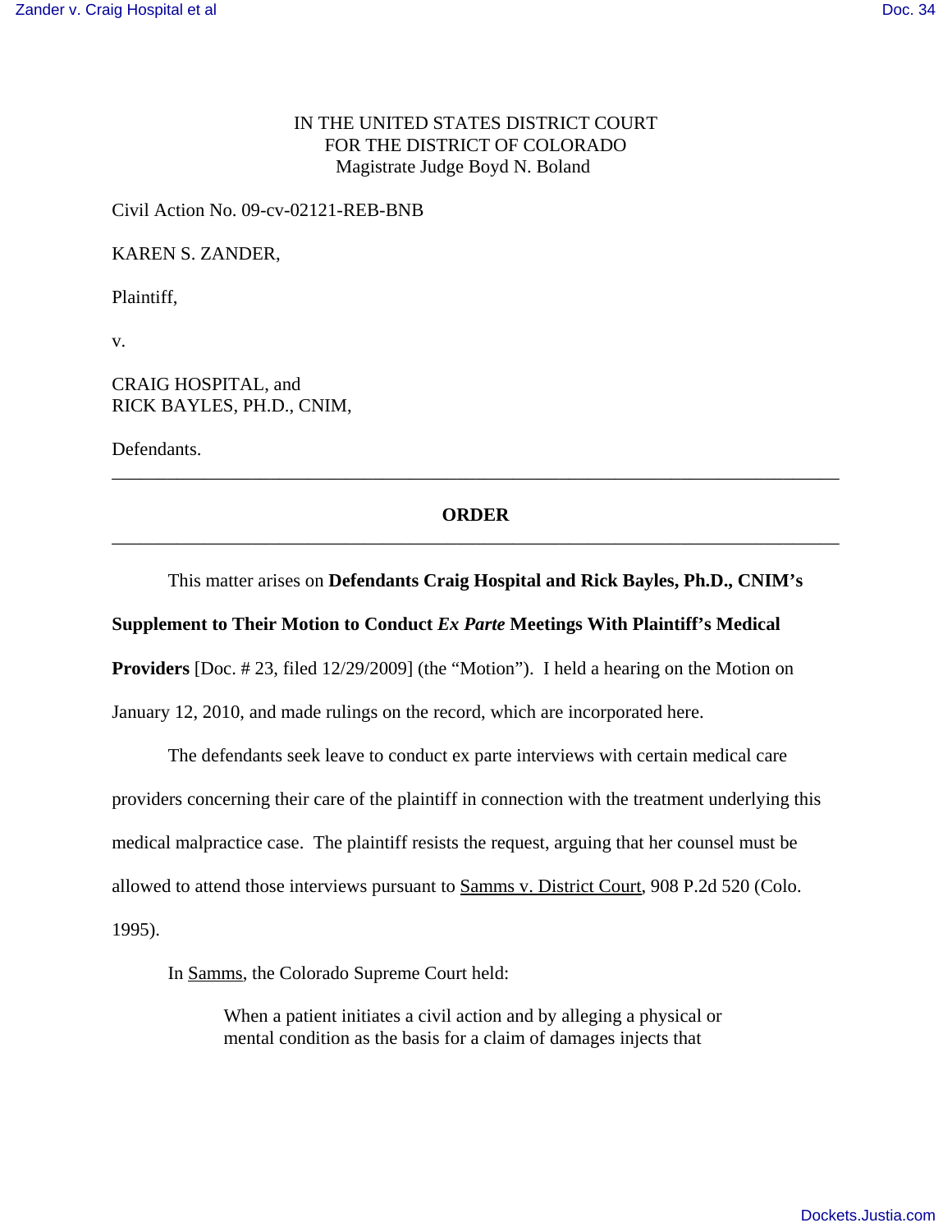IN THE UNITED STATES DISTRICT COURT
FOR THE DISTRICT OF COLORADO
Magistrate Judge Boyd N. Boland

Civil Action No. 09-cv-02121-REB-BNB

KAREN S. ZANDER,

Plaintiff,

v.

CRAIG HOSPITAL, and
RICK BAYLES, PH.D., CNIM,

Defendants.

---

## ORDER

---

This matter arises on **Defendants Craig Hospital and Rick Bayles, Ph.D., CNIM's Supplement to Their Motion to Conduct *Ex Parte* Meetings With Plaintiff's Medical Providers** [Doc. # 23, filed 12/29/2009] (the "Motion"). I held a hearing on the Motion on January 12, 2010, and made rulings on the record, which are incorporated here.

The defendants seek leave to conduct ex parte interviews with certain medical care providers concerning their care of the plaintiff in connection with the treatment underlying this medical malpractice case. The plaintiff resists the request, arguing that her counsel must be allowed to attend those interviews pursuant to Samms v. District Court, 908 P.2d 520 (Colo. 1995).

In Samms, the Colorado Supreme Court held:

> When a patient initiates a civil action and by alleging a physical or mental condition as the basis for a claim of damages injects that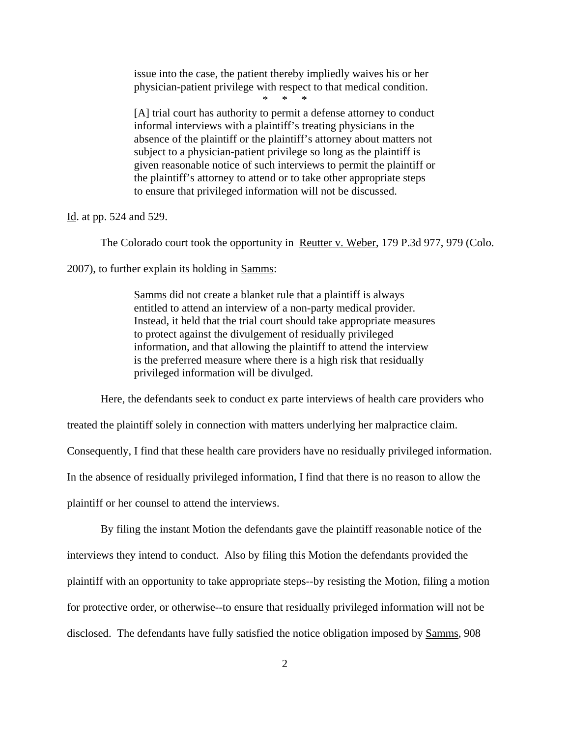> issue into the case, the patient thereby impliedly waives his or her physician-patient privilege with respect to that medical condition.
>
> \* \* \*
>
> [A] trial court has authority to permit a defense attorney to conduct informal interviews with a plaintiff's treating physicians in the absence of the plaintiff or the plaintiff's attorney about matters not subject to a physician-patient privilege so long as the plaintiff is given reasonable notice of such interviews to permit the plaintiff or the plaintiff's attorney to attend or to take other appropriate steps to ensure that privileged information will not be discussed.

Id. at pp. 524 and 529.

The Colorado court took the opportunity in Reutter v. Weber, 179 P.3d 977, 979 (Colo. 2007), to further explain its holding in Samms:

> Samms did not create a blanket rule that a plaintiff is always entitled to attend an interview of a non-party medical provider. Instead, it held that the trial court should take appropriate measures to protect against the divulgement of residually privileged information, and that allowing the plaintiff to attend the interview is the preferred measure where there is a high risk that residually privileged information will be divulged.

Here, the defendants seek to conduct ex parte interviews of health care providers who treated the plaintiff solely in connection with matters underlying her malpractice claim. Consequently, I find that these health care providers have no residually privileged information. In the absence of residually privileged information, I find that there is no reason to allow the plaintiff or her counsel to attend the interviews.

By filing the instant Motion the defendants gave the plaintiff reasonable notice of the interviews they intend to conduct. Also by filing this Motion the defendants provided the plaintiff with an opportunity to take appropriate steps--by resisting the Motion, filing a motion for protective order, or otherwise--to ensure that residually privileged information will not be disclosed. The defendants have fully satisfied the notice obligation imposed by Samms, 908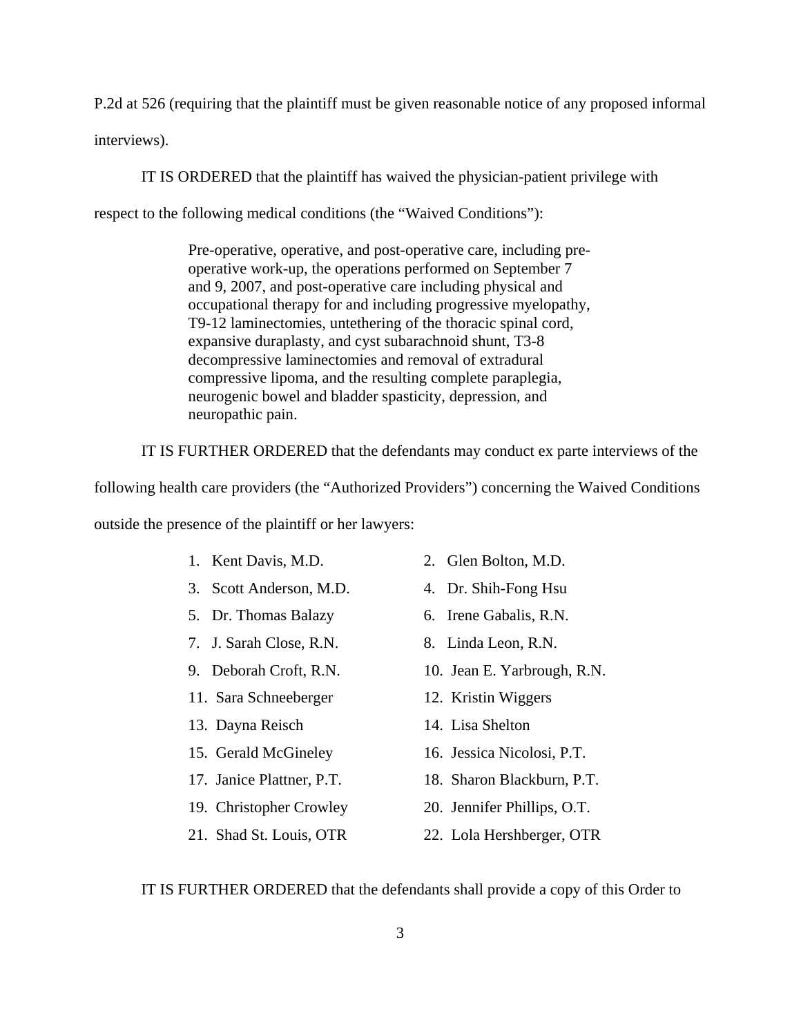P.2d at 526 (requiring that the plaintiff must be given reasonable notice of any proposed informal interviews).

IT IS ORDERED that the plaintiff has waived the physician-patient privilege with respect to the following medical conditions (the "Waived Conditions"):

> Pre-operative, operative, and post-operative care, including pre-operative work-up, the operations performed on September 7 and 9, 2007, and post-operative care including physical and occupational therapy for and including progressive myelopathy, T9-12 laminectomies, untethering of the thoracic spinal cord, expansive duraplasty, and cyst subarachnoid shunt, T3-8 decompressive laminectomies and removal of extradural compressive lipoma, and the resulting complete paraplegia, neurogenic bowel and bladder spasticity, depression, and neuropathic pain.

IT IS FURTHER ORDERED that the defendants may conduct ex parte interviews of the following health care providers (the "Authorized Providers") concerning the Waived Conditions outside the presence of the plaintiff or her lawyers:

1. Kent Davis, M.D.
2. Glen Bolton, M.D.
3. Scott Anderson, M.D.
4. Dr. Shih-Fong Hsu
5. Dr. Thomas Balazy
6. Irene Gabalis, R.N.
7. J. Sarah Close, R.N.
8. Linda Leon, R.N.
9. Deborah Croft, R.N.
10. Jean E. Yarbrough, R.N.
11. Sara Schneeberger
12. Kristin Wiggers
13. Dayna Reisch
14. Lisa Shelton
15. Gerald McGineley
16. Jessica Nicolosi, P.T.
17. Janice Plattner, P.T.
18. Sharon Blackburn, P.T.
19. Christopher Crowley
20. Jennifer Phillips, O.T.
21. Shad St. Louis, OTR
22. Lola Hershberger, OTR

IT IS FURTHER ORDERED that the defendants shall provide a copy of this Order to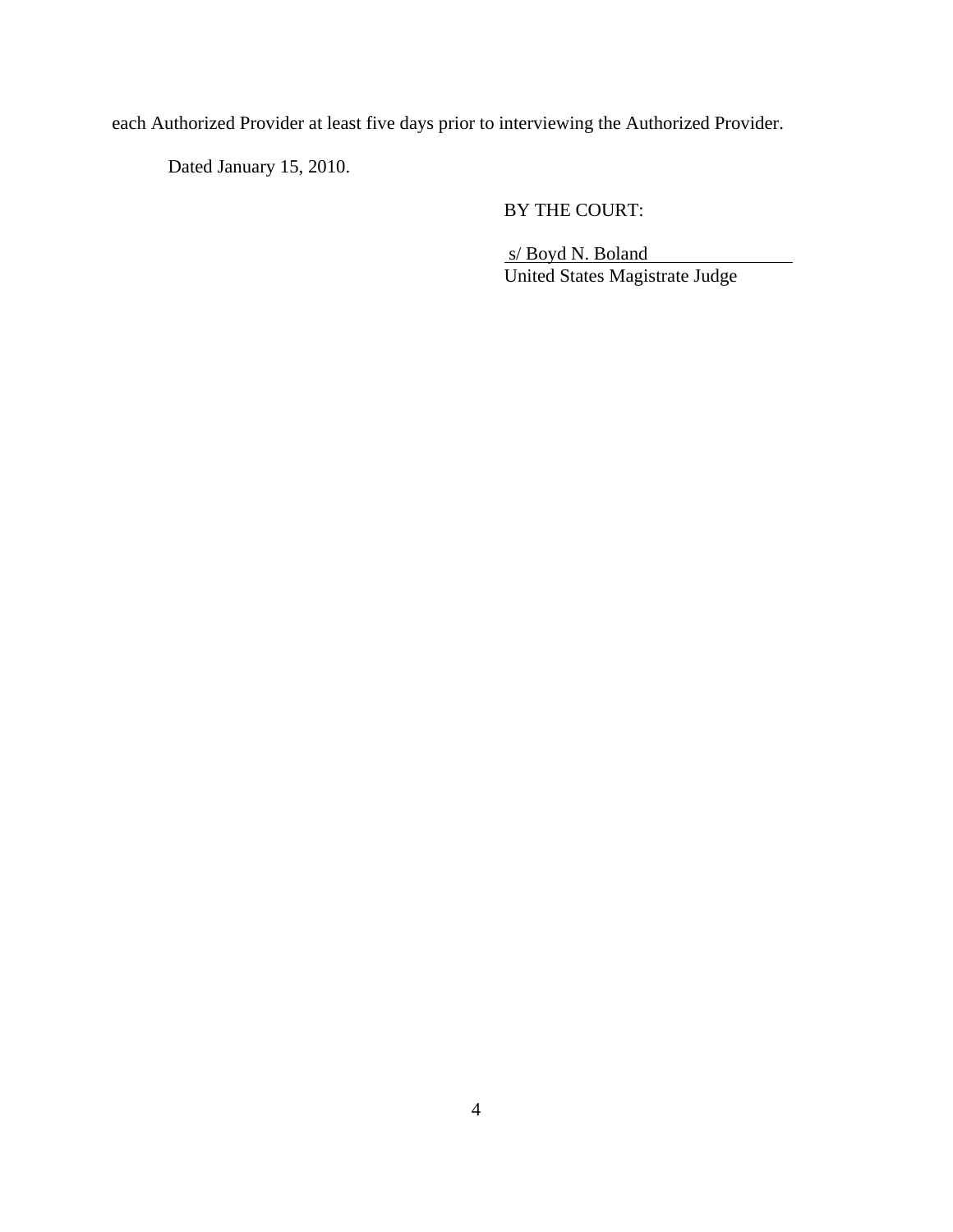each Authorized Provider at least five days prior to interviewing the Authorized Provider.

Dated January 15, 2010.

BY THE COURT:

s/ Boyd N. Boland
United States Magistrate Judge